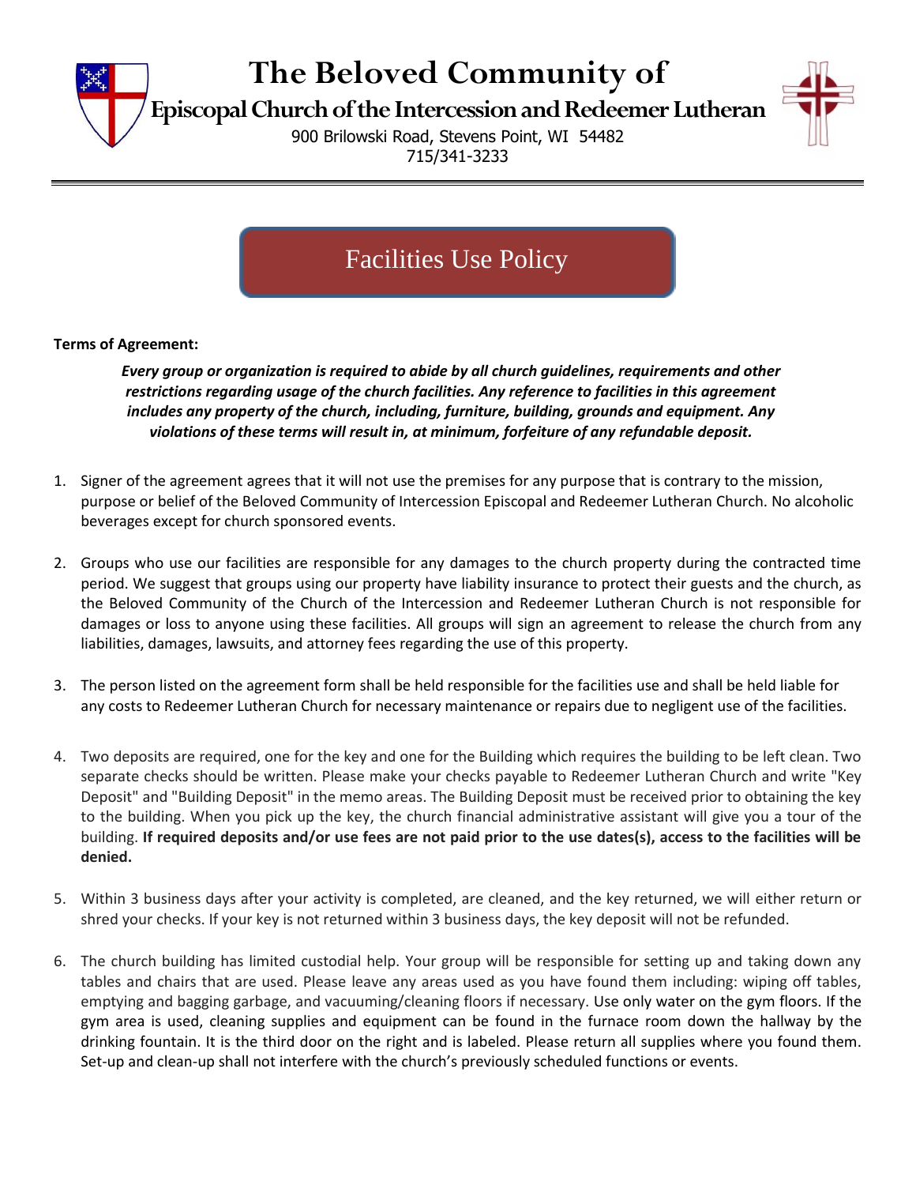# The Beloved Community of

## Episcopal Church of the Intercession and Redeemer Lutheran

900 Brilowski Road, Stevens Point, WI 54482
715/341-3233

## Facilities Use Policy

**Terms of Agreement:**

***Every group or organization is required to abide by all church guidelines, requirements and other restrictions regarding usage of the church facilities. Any reference to facilities in this agreement includes any property of the church, including, furniture, building, grounds and equipment. Any violations of these terms will result in, at minimum, forfeiture of any refundable deposit.***

1. Signer of the agreement agrees that it will not use the premises for any purpose that is contrary to the mission, purpose or belief of the Beloved Community of Intercession Episcopal and Redeemer Lutheran Church. No alcoholic beverages except for church sponsored events.

2. Groups who use our facilities are responsible for any damages to the church property during the contracted time period. We suggest that groups using our property have liability insurance to protect their guests and the church, as the Beloved Community of the Church of the Intercession and Redeemer Lutheran Church is not responsible for damages or loss to anyone using these facilities. All groups will sign an agreement to release the church from any liabilities, damages, lawsuits, and attorney fees regarding the use of this property.

3. The person listed on the agreement form shall be held responsible for the facilities use and shall be held liable for any costs to Redeemer Lutheran Church for necessary maintenance or repairs due to negligent use of the facilities.

4. Two deposits are required, one for the key and one for the Building which requires the building to be left clean. Two separate checks should be written. Please make your checks payable to Redeemer Lutheran Church and write "Key Deposit" and "Building Deposit" in the memo areas. The Building Deposit must be received prior to obtaining the key to the building. When you pick up the key, the church financial administrative assistant will give you a tour of the building. **If required deposits and/or use fees are not paid prior to the use dates(s), access to the facilities will be denied.**

5. Within 3 business days after your activity is completed, are cleaned, and the key returned, we will either return or shred your checks. If your key is not returned within 3 business days, the key deposit will not be refunded.

6. The church building has limited custodial help. Your group will be responsible for setting up and taking down any tables and chairs that are used. Please leave any areas used as you have found them including: wiping off tables, emptying and bagging garbage, and vacuuming/cleaning floors if necessary. Use only water on the gym floors. If the gym area is used, cleaning supplies and equipment can be found in the furnace room down the hallway by the drinking fountain. It is the third door on the right and is labeled. Please return all supplies where you found them. Set-up and clean-up shall not interfere with the church's previously scheduled functions or events.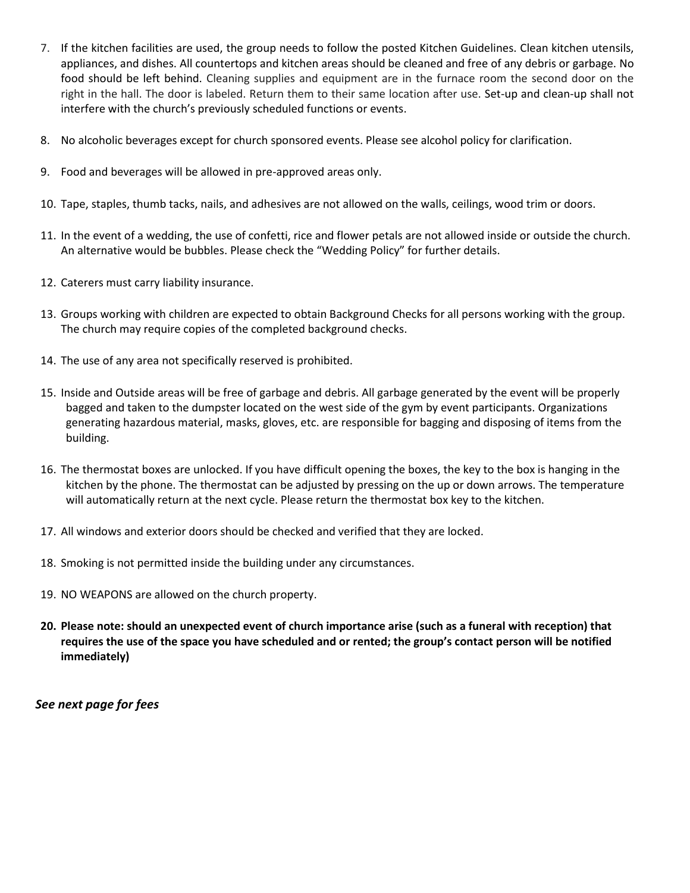7. If the kitchen facilities are used, the group needs to follow the posted Kitchen Guidelines. Clean kitchen utensils, appliances, and dishes. All countertops and kitchen areas should be cleaned and free of any debris or garbage. No food should be left behind. Cleaning supplies and equipment are in the furnace room the second door on the right in the hall. The door is labeled. Return them to their same location after use. Set-up and clean-up shall not interfere with the church's previously scheduled functions or events.

8. No alcoholic beverages except for church sponsored events. Please see alcohol policy for clarification.

9. Food and beverages will be allowed in pre-approved areas only.

10. Tape, staples, thumb tacks, nails, and adhesives are not allowed on the walls, ceilings, wood trim or doors.

11. In the event of a wedding, the use of confetti, rice and flower petals are not allowed inside or outside the church. An alternative would be bubbles. Please check the "Wedding Policy" for further details.

12. Caterers must carry liability insurance.

13. Groups working with children are expected to obtain Background Checks for all persons working with the group. The church may require copies of the completed background checks.

14. The use of any area not specifically reserved is prohibited.

15. Inside and Outside areas will be free of garbage and debris. All garbage generated by the event will be properly bagged and taken to the dumpster located on the west side of the gym by event participants. Organizations generating hazardous material, masks, gloves, etc. are responsible for bagging and disposing of items from the building.

16. The thermostat boxes are unlocked. If you have difficult opening the boxes, the key to the box is hanging in the kitchen by the phone. The thermostat can be adjusted by pressing on the up or down arrows. The temperature will automatically return at the next cycle. Please return the thermostat box key to the kitchen.

17. All windows and exterior doors should be checked and verified that they are locked.

18. Smoking is not permitted inside the building under any circumstances.

19. NO WEAPONS are allowed on the church property.

20. **Please note: should an unexpected event of church importance arise (such as a funeral with reception) that requires the use of the space you have scheduled and or rented; the group's contact person will be notified immediately)**

***See next page for fees***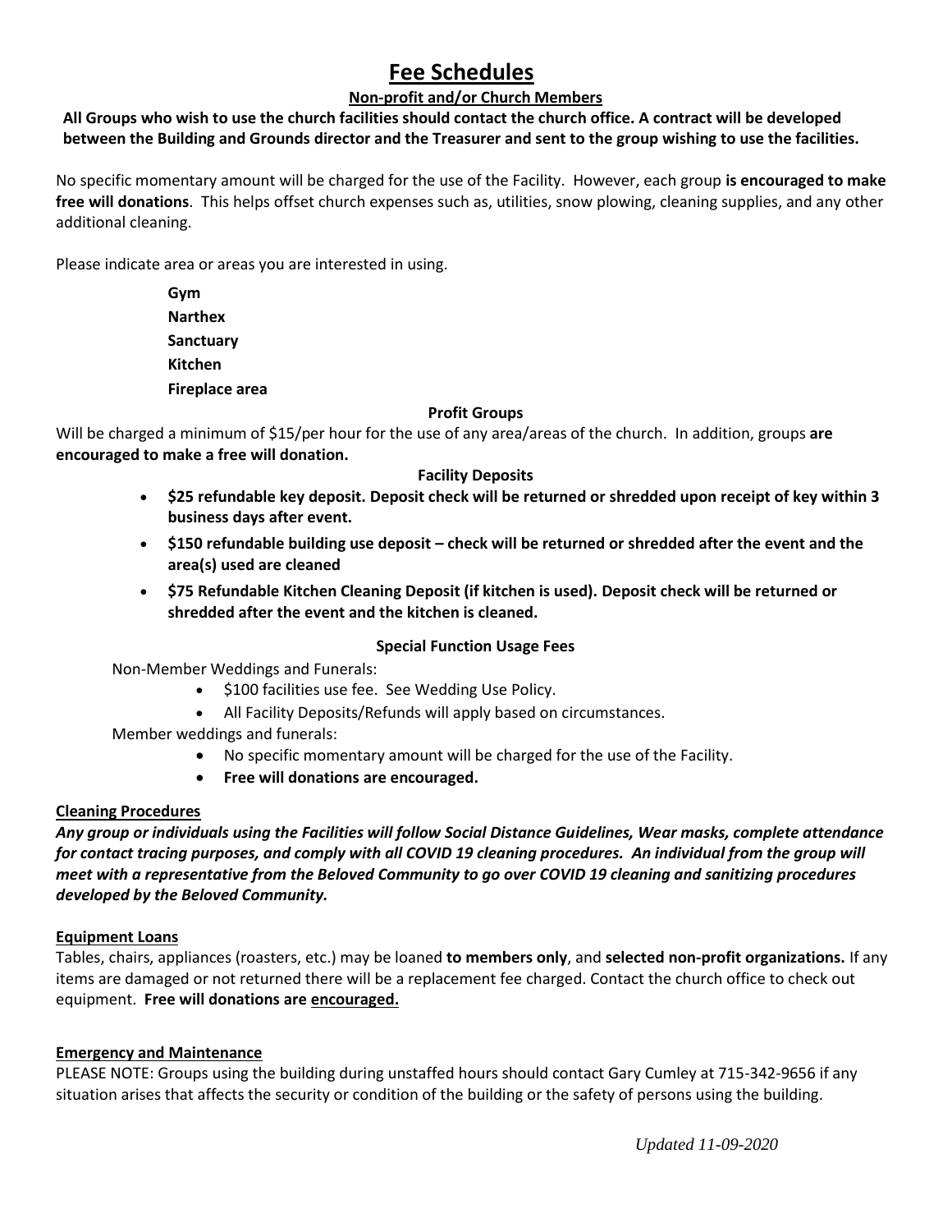# Fee Schedules

**Non-profit and/or Church Members**

**All Groups who wish to use the church facilities should contact the church office. A contract will be developed between the Building and Grounds director and the Treasurer and sent to the group wishing to use the facilities.**

No specific momentary amount will be charged for the use of the Facility. However, each group **is encouraged to make free will donations**. This helps offset church expenses such as, utilities, snow plowing, cleaning supplies, and any other additional cleaning.

Please indicate area or areas you are interested in using.

**Gym**
**Narthex**
**Sanctuary**
**Kitchen**
**Fireplace area**

**Profit Groups**

Will be charged a minimum of $15/per hour for the use of any area/areas of the church. In addition, groups **are encouraged to make a free will donation.**

**Facility Deposits**

- **$25 refundable key deposit. Deposit check will be returned or shredded upon receipt of key within 3 business days after event.**
- **$150 refundable building use deposit – check will be returned or shredded after the event and the area(s) used are cleaned**
- **$75 Refundable Kitchen Cleaning Deposit (if kitchen is used). Deposit check will be returned or shredded after the event and the kitchen is cleaned.**

**Special Function Usage Fees**

Non-Member Weddings and Funerals:

- $100 facilities use fee. See Wedding Use Policy.
- All Facility Deposits/Refunds will apply based on circumstances.

Member weddings and funerals:

- No specific momentary amount will be charged for the use of the Facility.
- **Free will donations are encouraged.**

**Cleaning Procedures**

***Any group or individuals using the Facilities will follow Social Distance Guidelines, Wear masks, complete attendance for contact tracing purposes, and comply with all COVID 19 cleaning procedures. An individual from the group will meet with a representative from the Beloved Community to go over COVID 19 cleaning and sanitizing procedures developed by the Beloved Community.***

**Equipment Loans**

Tables, chairs, appliances (roasters, etc.) may be loaned **to members only**, and **selected non-profit organizations.** If any items are damaged or not returned there will be a replacement fee charged. Contact the church office to check out equipment. **Free will donations are encouraged.**

**Emergency and Maintenance**

PLEASE NOTE: Groups using the building during unstaffed hours should contact Gary Cumley at 715-342-9656 if any situation arises that affects the security or condition of the building or the safety of persons using the building.

*Updated 11-09-2020*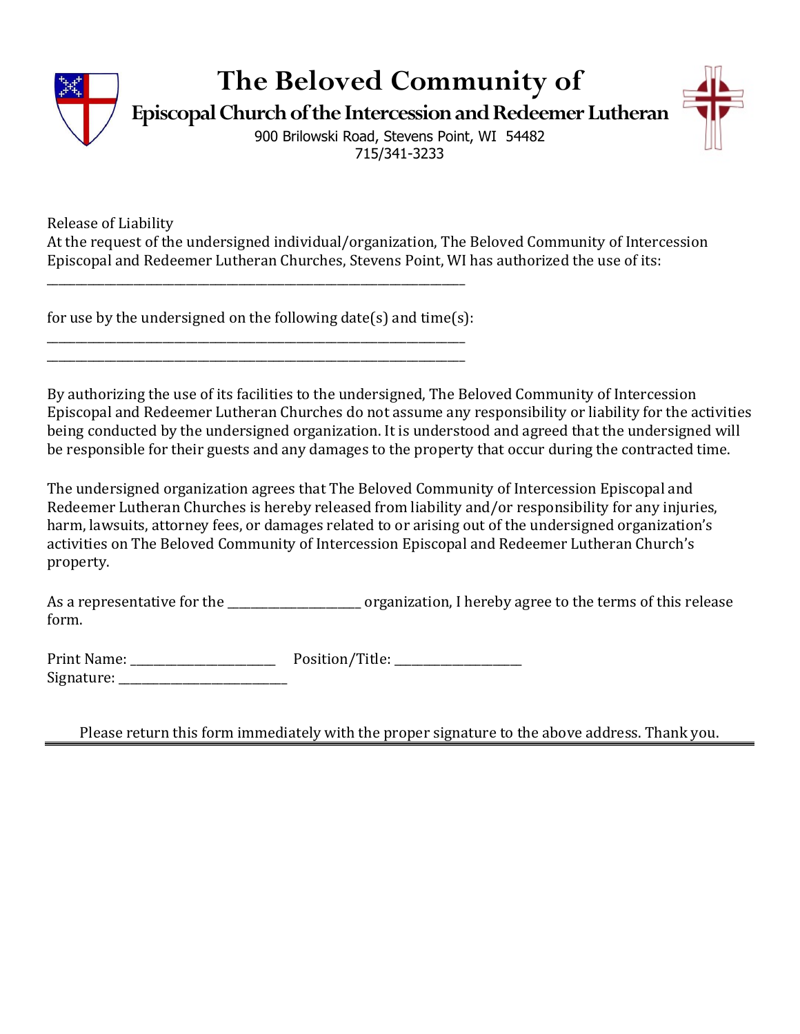# The Beloved Community of

## Episcopal Church of the Intercession and Redeemer Lutheran

900 Brilowski Road, Stevens Point, WI 54482
715/341-3233

Release of Liability
At the request of the undersigned individual/organization, The Beloved Community of Intercession Episcopal and Redeemer Lutheran Churches, Stevens Point, WI has authorized the use of its:

___________________________________________________________________

for use by the undersigned on the following date(s) and time(s):

___________________________________________________________________

___________________________________________________________________

By authorizing the use of its facilities to the undersigned, The Beloved Community of Intercession Episcopal and Redeemer Lutheran Churches do not assume any responsibility or liability for the activities being conducted by the undersigned organization. It is understood and agreed that the undersigned will be responsible for their guests and any damages to the property that occur during the contracted time.

The undersigned organization agrees that The Beloved Community of Intercession Episcopal and Redeemer Lutheran Churches is hereby released from liability and/or responsibility for any injuries, harm, lawsuits, attorney fees, or damages related to or arising out of the undersigned organization's activities on The Beloved Community of Intercession Episcopal and Redeemer Lutheran Church's property.

As a representative for the ______________________ organization, I hereby agree to the terms of this release form.

Print Name: ________________________ Position/Title: ____________________
Signature: ___________________________

Please return this form immediately with the proper signature to the above address. Thank you.